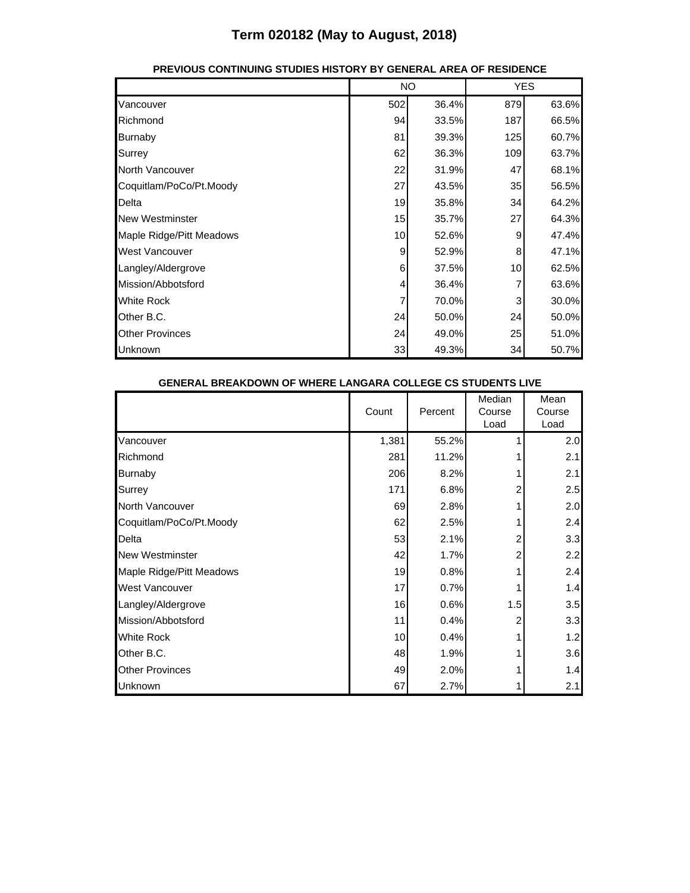# Term 020182 (May to August, 2018)

### PREVIOUS CONTINUING STUDIES HISTORY BY GENERAL AREA OF RESIDENCE

| | NO | | YES | |
|---|---|---|---|---|
| Vancouver | 502 | 36.4% | 879 | 63.6% |
| Richmond | 94 | 33.5% | 187 | 66.5% |
| Burnaby | 81 | 39.3% | 125 | 60.7% |
| Surrey | 62 | 36.3% | 109 | 63.7% |
| North Vancouver | 22 | 31.9% | 47 | 68.1% |
| Coquitlam/PoCo/Pt.Moody | 27 | 43.5% | 35 | 56.5% |
| Delta | 19 | 35.8% | 34 | 64.2% |
| New Westminster | 15 | 35.7% | 27 | 64.3% |
| Maple Ridge/Pitt Meadows | 10 | 52.6% | 9 | 47.4% |
| West Vancouver | 9 | 52.9% | 8 | 47.1% |
| Langley/Aldergrove | 6 | 37.5% | 10 | 62.5% |
| Mission/Abbotsford | 4 | 36.4% | 7 | 63.6% |
| White Rock | 7 | 70.0% | 3 | 30.0% |
| Other B.C. | 24 | 50.0% | 24 | 50.0% |
| Other Provinces | 24 | 49.0% | 25 | 51.0% |
| Unknown | 33 | 49.3% | 34 | 50.7% |

### GENERAL BREAKDOWN OF WHERE LANGARA COLLEGE CS STUDENTS LIVE

| | Count | Percent | Median Course Load | Mean Course Load |
|---|---|---|---|---|
| Vancouver | 1,381 | 55.2% | 1 | 2.0 |
| Richmond | 281 | 11.2% | 1 | 2.1 |
| Burnaby | 206 | 8.2% | 1 | 2.1 |
| Surrey | 171 | 6.8% | 2 | 2.5 |
| North Vancouver | 69 | 2.8% | 1 | 2.0 |
| Coquitlam/PoCo/Pt.Moody | 62 | 2.5% | 1 | 2.4 |
| Delta | 53 | 2.1% | 2 | 3.3 |
| New Westminster | 42 | 1.7% | 2 | 2.2 |
| Maple Ridge/Pitt Meadows | 19 | 0.8% | 1 | 2.4 |
| West Vancouver | 17 | 0.7% | 1 | 1.4 |
| Langley/Aldergrove | 16 | 0.6% | 1.5 | 3.5 |
| Mission/Abbotsford | 11 | 0.4% | 2 | 3.3 |
| White Rock | 10 | 0.4% | 1 | 1.2 |
| Other B.C. | 48 | 1.9% | 1 | 3.6 |
| Other Provinces | 49 | 2.0% | 1 | 1.4 |
| Unknown | 67 | 2.7% | 1 | 2.1 |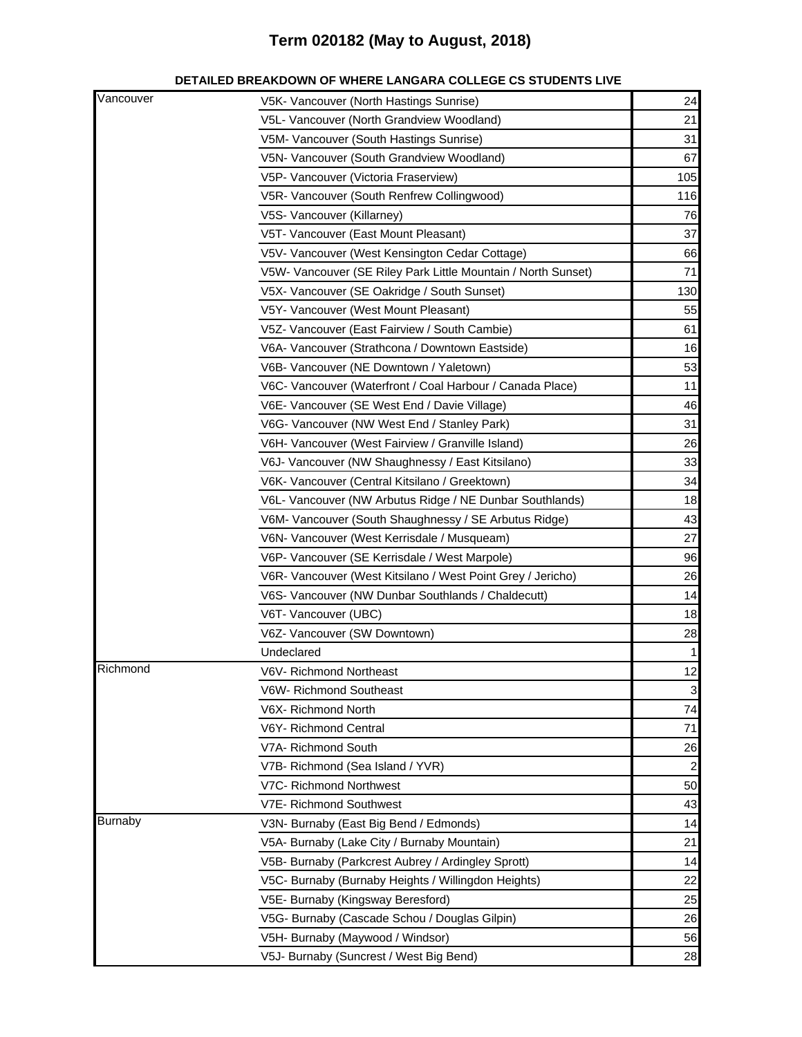## Term 020182 (May to August, 2018)

**DETAILED BREAKDOWN OF WHERE LANGARA COLLEGE CS STUDENTS LIVE**

| | | |
|---|---|---|
| Vancouver | V5K- Vancouver (North Hastings Sunrise) | 24 |
| | V5L- Vancouver (North Grandview Woodland) | 21 |
| | V5M- Vancouver (South Hastings Sunrise) | 31 |
| | V5N- Vancouver (South Grandview Woodland) | 67 |
| | V5P- Vancouver (Victoria Fraserview) | 105 |
| | V5R- Vancouver (South Renfrew Collingwood) | 116 |
| | V5S- Vancouver (Killarney) | 76 |
| | V5T- Vancouver (East Mount Pleasant) | 37 |
| | V5V- Vancouver (West Kensington Cedar Cottage) | 66 |
| | V5W- Vancouver (SE Riley Park Little Mountain / North Sunset) | 71 |
| | V5X- Vancouver (SE Oakridge / South Sunset) | 130 |
| | V5Y- Vancouver (West Mount Pleasant) | 55 |
| | V5Z- Vancouver (East Fairview / South Cambie) | 61 |
| | V6A- Vancouver (Strathcona / Downtown Eastside) | 16 |
| | V6B- Vancouver (NE Downtown / Yaletown) | 53 |
| | V6C- Vancouver (Waterfront / Coal Harbour / Canada Place) | 11 |
| | V6E- Vancouver (SE West End / Davie Village) | 46 |
| | V6G- Vancouver (NW West End / Stanley Park) | 31 |
| | V6H- Vancouver (West Fairview / Granville Island) | 26 |
| | V6J- Vancouver (NW Shaughnessy / East Kitsilano) | 33 |
| | V6K- Vancouver (Central Kitsilano / Greektown) | 34 |
| | V6L- Vancouver (NW Arbutus Ridge / NE Dunbar Southlands) | 18 |
| | V6M- Vancouver (South Shaughnessy / SE Arbutus Ridge) | 43 |
| | V6N- Vancouver (West Kerrisdale / Musqueam) | 27 |
| | V6P- Vancouver (SE Kerrisdale / West Marpole) | 96 |
| | V6R- Vancouver (West Kitsilano / West Point Grey / Jericho) | 26 |
| | V6S- Vancouver (NW Dunbar Southlands / Chaldecutt) | 14 |
| | V6T- Vancouver (UBC) | 18 |
| | V6Z- Vancouver (SW Downtown) | 28 |
| | Undeclared | 1 |
| Richmond | V6V- Richmond Northeast | 12 |
| | V6W- Richmond Southeast | 3 |
| | V6X- Richmond North | 74 |
| | V6Y- Richmond Central | 71 |
| | V7A- Richmond South | 26 |
| | V7B- Richmond (Sea Island / YVR) | 2 |
| | V7C- Richmond Northwest | 50 |
| | V7E- Richmond Southwest | 43 |
| Burnaby | V3N- Burnaby (East Big Bend / Edmonds) | 14 |
| | V5A- Burnaby (Lake City / Burnaby Mountain) | 21 |
| | V5B- Burnaby (Parkcrest Aubrey / Ardingley Sprott) | 14 |
| | V5C- Burnaby (Burnaby Heights / Willingdon Heights) | 22 |
| | V5E- Burnaby (Kingsway Beresford) | 25 |
| | V5G- Burnaby (Cascade Schou / Douglas Gilpin) | 26 |
| | V5H- Burnaby (Maywood / Windsor) | 56 |
| | V5J- Burnaby (Suncrest / West Big Bend) | 28 |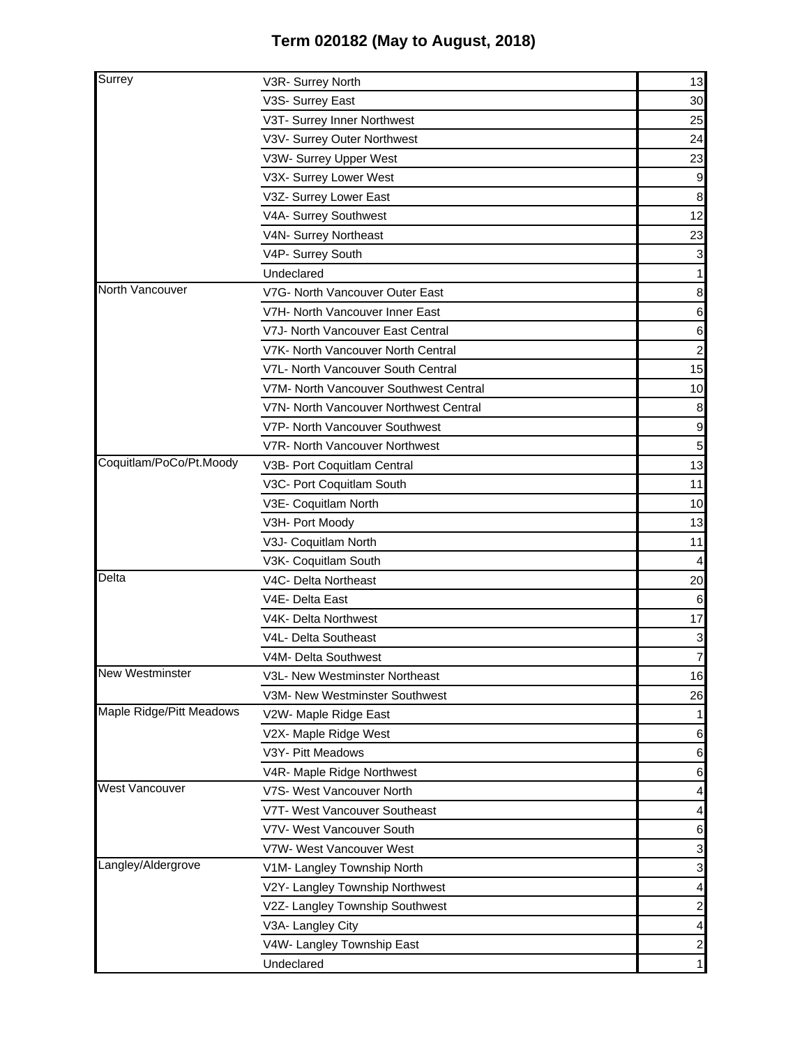# Term 020182 (May to August, 2018)

| | | |
|---|---|---|
| Surrey | V3R- Surrey North | 13 |
| | V3S- Surrey East | 30 |
| | V3T- Surrey Inner Northwest | 25 |
| | V3V- Surrey Outer Northwest | 24 |
| | V3W- Surrey Upper West | 23 |
| | V3X- Surrey Lower West | 9 |
| | V3Z- Surrey Lower East | 8 |
| | V4A- Surrey Southwest | 12 |
| | V4N- Surrey Northeast | 23 |
| | V4P- Surrey South | 3 |
| | Undeclared | 1 |
| North Vancouver | V7G- North Vancouver Outer East | 8 |
| | V7H- North Vancouver Inner East | 6 |
| | V7J- North Vancouver East Central | 6 |
| | V7K- North Vancouver North Central | 2 |
| | V7L- North Vancouver South Central | 15 |
| | V7M- North Vancouver Southwest Central | 10 |
| | V7N- North Vancouver Northwest Central | 8 |
| | V7P- North Vancouver Southwest | 9 |
| | V7R- North Vancouver Northwest | 5 |
| Coquitlam/PoCo/Pt.Moody | V3B- Port Coquitlam Central | 13 |
| | V3C- Port Coquitlam South | 11 |
| | V3E- Coquitlam North | 10 |
| | V3H- Port Moody | 13 |
| | V3J- Coquitlam North | 11 |
| | V3K- Coquitlam South | 4 |
| Delta | V4C- Delta Northeast | 20 |
| | V4E- Delta East | 6 |
| | V4K- Delta Northwest | 17 |
| | V4L- Delta Southeast | 3 |
| | V4M- Delta Southwest | 7 |
| New Westminster | V3L- New Westminster Northeast | 16 |
| | V3M- New Westminster Southwest | 26 |
| Maple Ridge/Pitt Meadows | V2W- Maple Ridge East | 1 |
| | V2X- Maple Ridge West | 6 |
| | V3Y- Pitt Meadows | 6 |
| | V4R- Maple Ridge Northwest | 6 |
| West Vancouver | V7S- West Vancouver North | 4 |
| | V7T- West Vancouver Southeast | 4 |
| | V7V- West Vancouver South | 6 |
| | V7W- West Vancouver West | 3 |
| Langley/Aldergrove | V1M- Langley Township North | 3 |
| | V2Y- Langley Township Northwest | 4 |
| | V2Z- Langley Township Southwest | 2 |
| | V3A- Langley City | 4 |
| | V4W- Langley Township East | 2 |
| | Undeclared | 1 |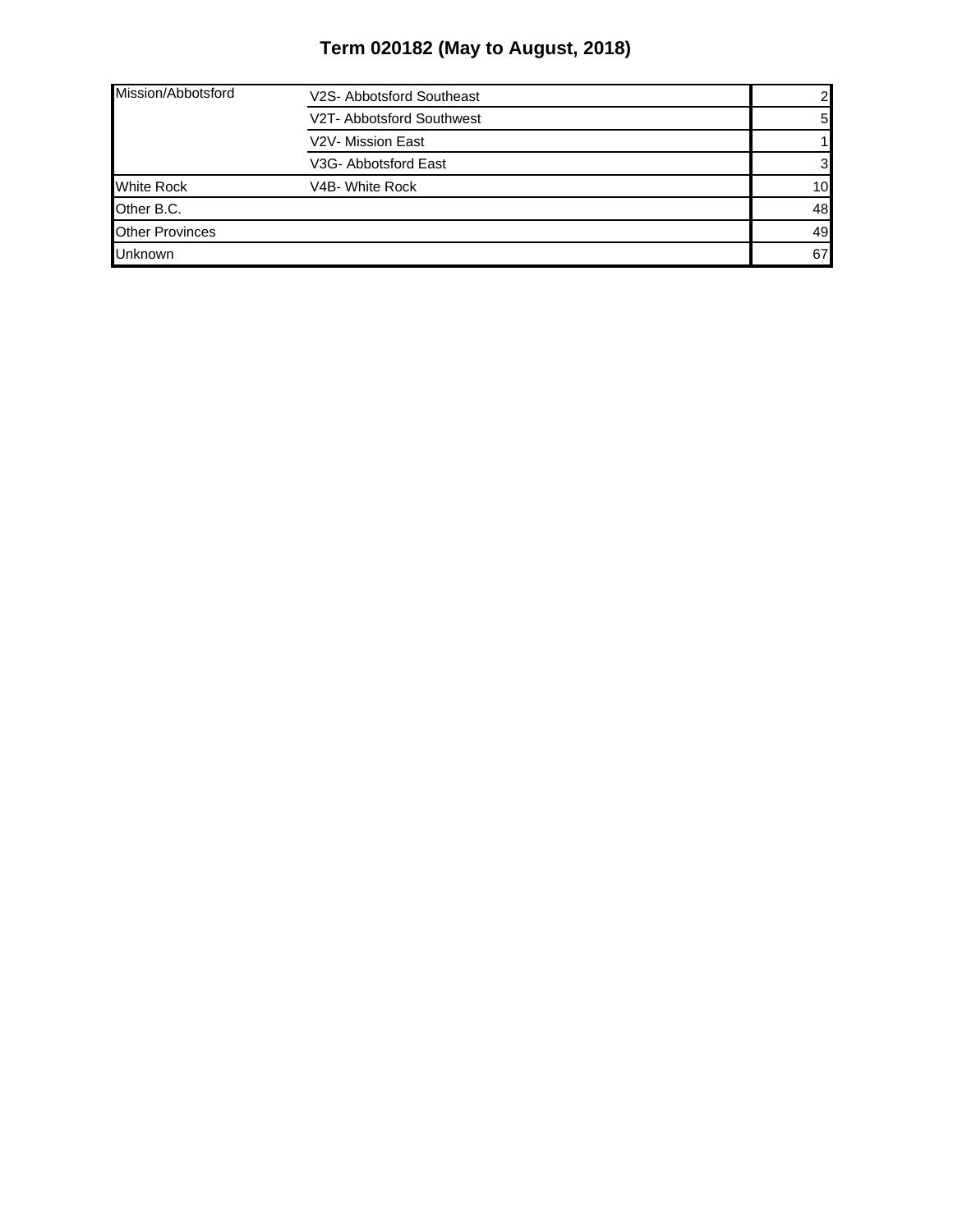# Term 020182 (May to August, 2018)

| | | |
|---|---|---|
| Mission/Abbotsford | V2S- Abbotsford Southeast | 2 |
| | V2T- Abbotsford Southwest | 5 |
| | V2V- Mission East | 1 |
| | V3G- Abbotsford East | 3 |
| White Rock | V4B- White Rock | 10 |
| Other B.C. | | 48 |
| Other Provinces | | 49 |
| Unknown | | 67 |